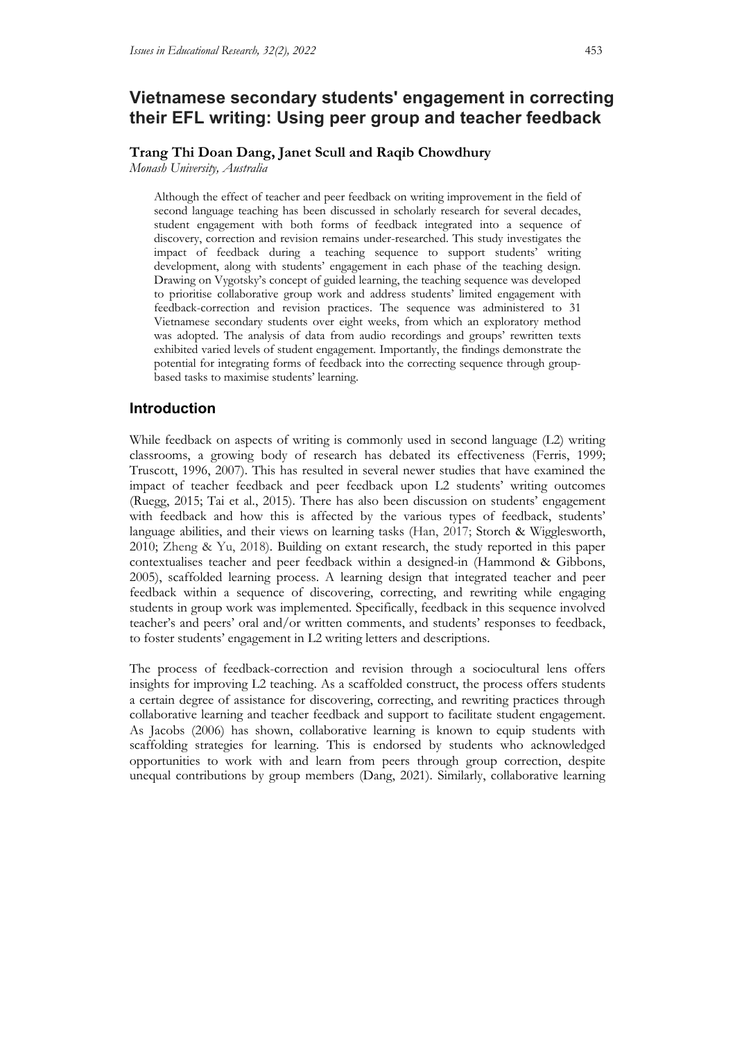# Vietnamese secondary students' engagement in correcting their EFL writing: Using peer group and teacher feedback

**Trang Thi Doan Dang, Janet Scull and Raqib Chowdhury**

*Monash University, Australia*

> Although the effect of teacher and peer feedback on writing improvement in the field of second language teaching has been discussed in scholarly research for several decades, student engagement with both forms of feedback integrated into a sequence of discovery, correction and revision remains under-researched. This study investigates the impact of feedback during a teaching sequence to support students' writing development, along with students' engagement in each phase of the teaching design. Drawing on Vygotsky's concept of guided learning, the teaching sequence was developed to prioritise collaborative group work and address students' limited engagement with feedback-correction and revision practices. The sequence was administered to 31 Vietnamese secondary students over eight weeks, from which an exploratory method was adopted. The analysis of data from audio recordings and groups' rewritten texts exhibited varied levels of student engagement. Importantly, the findings demonstrate the potential for integrating forms of feedback into the correcting sequence through group-based tasks to maximise students' learning.

## Introduction

While feedback on aspects of writing is commonly used in second language (L2) writing classrooms, a growing body of research has debated its effectiveness (Ferris, 1999; Truscott, 1996, 2007). This has resulted in several newer studies that have examined the impact of teacher feedback and peer feedback upon L2 students' writing outcomes (Ruegg, 2015; Tai et al., 2015). There has also been discussion on students' engagement with feedback and how this is affected by the various types of feedback, students' language abilities, and their views on learning tasks (Han, 2017; Storch & Wigglesworth, 2010; Zheng & Yu, 2018). Building on extant research, the study reported in this paper contextualises teacher and peer feedback within a designed-in (Hammond & Gibbons, 2005), scaffolded learning process. A learning design that integrated teacher and peer feedback within a sequence of discovering, correcting, and rewriting while engaging students in group work was implemented. Specifically, feedback in this sequence involved teacher's and peers' oral and/or written comments, and students' responses to feedback, to foster students' engagement in L2 writing letters and descriptions.

The process of feedback-correction and revision through a sociocultural lens offers insights for improving L2 teaching. As a scaffolded construct, the process offers students a certain degree of assistance for discovering, correcting, and rewriting practices through collaborative learning and teacher feedback and support to facilitate student engagement. As Jacobs (2006) has shown, collaborative learning is known to equip students with scaffolding strategies for learning. This is endorsed by students who acknowledged opportunities to work with and learn from peers through group correction, despite unequal contributions by group members (Dang, 2021). Similarly, collaborative learning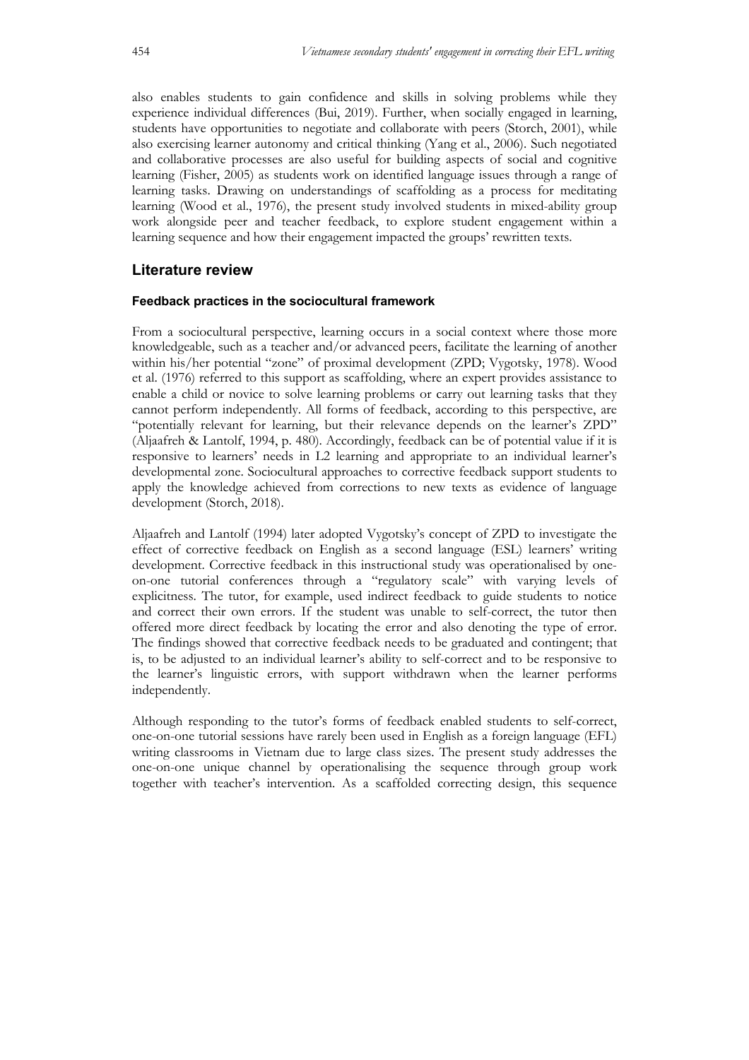also enables students to gain confidence and skills in solving problems while they experience individual differences (Bui, 2019). Further, when socially engaged in learning, students have opportunities to negotiate and collaborate with peers (Storch, 2001), while also exercising learner autonomy and critical thinking (Yang et al., 2006). Such negotiated and collaborative processes are also useful for building aspects of social and cognitive learning (Fisher, 2005) as students work on identified language issues through a range of learning tasks. Drawing on understandings of scaffolding as a process for meditating learning (Wood et al., 1976), the present study involved students in mixed-ability group work alongside peer and teacher feedback, to explore student engagement within a learning sequence and how their engagement impacted the groups' rewritten texts.

## Literature review

### Feedback practices in the sociocultural framework

From a sociocultural perspective, learning occurs in a social context where those more knowledgeable, such as a teacher and/or advanced peers, facilitate the learning of another within his/her potential "zone" of proximal development (ZPD; Vygotsky, 1978). Wood et al. (1976) referred to this support as scaffolding, where an expert provides assistance to enable a child or novice to solve learning problems or carry out learning tasks that they cannot perform independently. All forms of feedback, according to this perspective, are "potentially relevant for learning, but their relevance depends on the learner's ZPD" (Aljaafreh & Lantolf, 1994, p. 480). Accordingly, feedback can be of potential value if it is responsive to learners' needs in L2 learning and appropriate to an individual learner's developmental zone. Sociocultural approaches to corrective feedback support students to apply the knowledge achieved from corrections to new texts as evidence of language development (Storch, 2018).

Aljaafreh and Lantolf (1994) later adopted Vygotsky's concept of ZPD to investigate the effect of corrective feedback on English as a second language (ESL) learners' writing development. Corrective feedback in this instructional study was operationalised by one-on-one tutorial conferences through a "regulatory scale" with varying levels of explicitness. The tutor, for example, used indirect feedback to guide students to notice and correct their own errors. If the student was unable to self-correct, the tutor then offered more direct feedback by locating the error and also denoting the type of error. The findings showed that corrective feedback needs to be graduated and contingent; that is, to be adjusted to an individual learner's ability to self-correct and to be responsive to the learner's linguistic errors, with support withdrawn when the learner performs independently.

Although responding to the tutor's forms of feedback enabled students to self-correct, one-on-one tutorial sessions have rarely been used in English as a foreign language (EFL) writing classrooms in Vietnam due to large class sizes. The present study addresses the one-on-one unique channel by operationalising the sequence through group work together with teacher's intervention. As a scaffolded correcting design, this sequence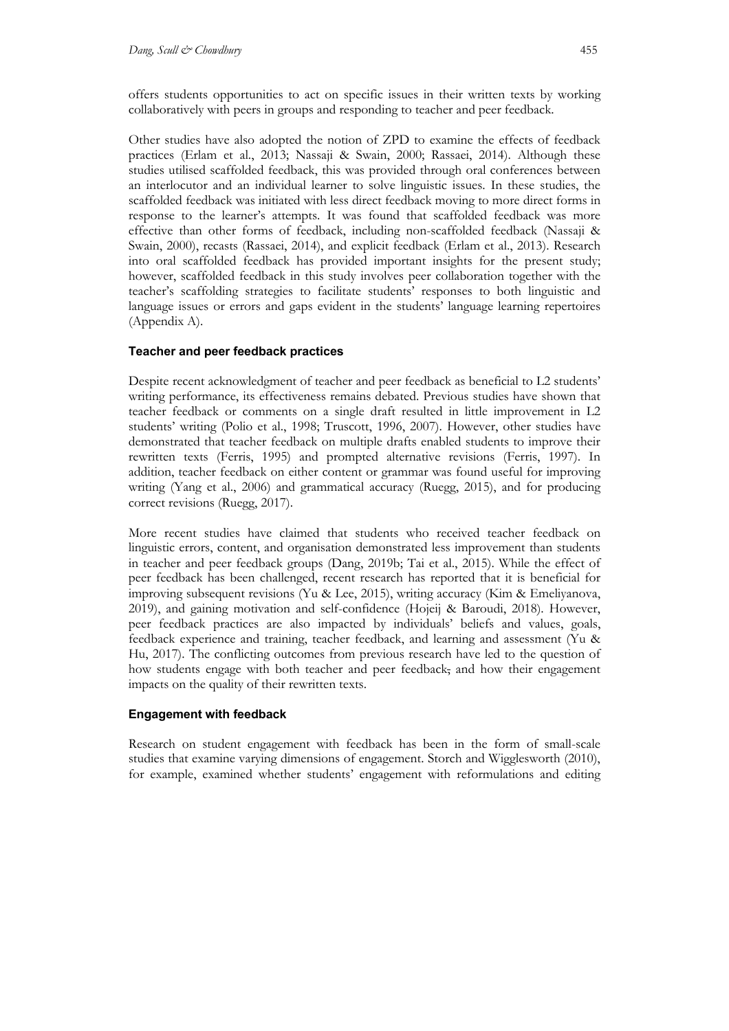offers students opportunities to act on specific issues in their written texts by working collaboratively with peers in groups and responding to teacher and peer feedback.

Other studies have also adopted the notion of ZPD to examine the effects of feedback practices (Erlam et al., 2013; Nassaji & Swain, 2000; Rassaei, 2014). Although these studies utilised scaffolded feedback, this was provided through oral conferences between an interlocutor and an individual learner to solve linguistic issues. In these studies, the scaffolded feedback was initiated with less direct feedback moving to more direct forms in response to the learner's attempts. It was found that scaffolded feedback was more effective than other forms of feedback, including non-scaffolded feedback (Nassaji & Swain, 2000), recasts (Rassaei, 2014), and explicit feedback (Erlam et al., 2013). Research into oral scaffolded feedback has provided important insights for the present study; however, scaffolded feedback in this study involves peer collaboration together with the teacher's scaffolding strategies to facilitate students' responses to both linguistic and language issues or errors and gaps evident in the students' language learning repertoires (Appendix A).

### Teacher and peer feedback practices

Despite recent acknowledgment of teacher and peer feedback as beneficial to L2 students' writing performance, its effectiveness remains debated. Previous studies have shown that teacher feedback or comments on a single draft resulted in little improvement in L2 students' writing (Polio et al., 1998; Truscott, 1996, 2007). However, other studies have demonstrated that teacher feedback on multiple drafts enabled students to improve their rewritten texts (Ferris, 1995) and prompted alternative revisions (Ferris, 1997). In addition, teacher feedback on either content or grammar was found useful for improving writing (Yang et al., 2006) and grammatical accuracy (Ruegg, 2015), and for producing correct revisions (Ruegg, 2017).

More recent studies have claimed that students who received teacher feedback on linguistic errors, content, and organisation demonstrated less improvement than students in teacher and peer feedback groups (Dang, 2019b; Tai et al., 2015). While the effect of peer feedback has been challenged, recent research has reported that it is beneficial for improving subsequent revisions (Yu & Lee, 2015), writing accuracy (Kim & Emeliyanova, 2019), and gaining motivation and self-confidence (Hojeij & Baroudi, 2018). However, peer feedback practices are also impacted by individuals' beliefs and values, goals, feedback experience and training, teacher feedback, and learning and assessment (Yu & Hu, 2017). The conflicting outcomes from previous research have led to the question of how students engage with both teacher and peer feedback, and how their engagement impacts on the quality of their rewritten texts.

### Engagement with feedback

Research on student engagement with feedback has been in the form of small-scale studies that examine varying dimensions of engagement. Storch and Wigglesworth (2010), for example, examined whether students' engagement with reformulations and editing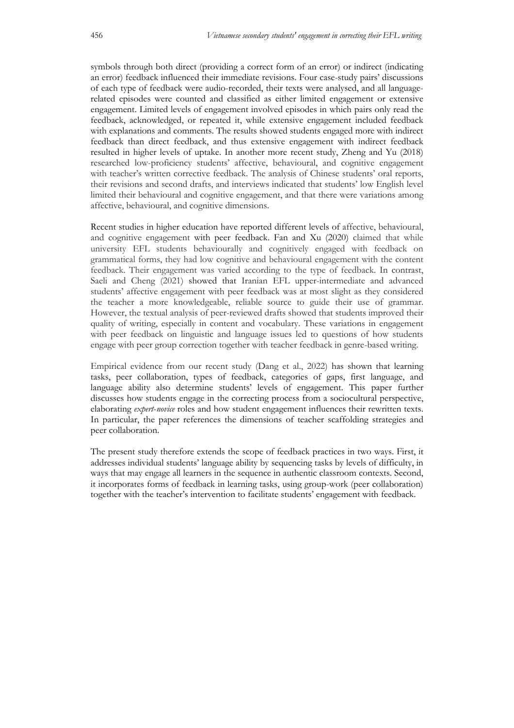symbols through both direct (providing a correct form of an error) or indirect (indicating an error) feedback influenced their immediate revisions. Four case-study pairs' discussions of each type of feedback were audio-recorded, their texts were analysed, and all language-related episodes were counted and classified as either limited engagement or extensive engagement. Limited levels of engagement involved episodes in which pairs only read the feedback, acknowledged, or repeated it, while extensive engagement included feedback with explanations and comments. The results showed students engaged more with indirect feedback than direct feedback, and thus extensive engagement with indirect feedback resulted in higher levels of uptake. In another more recent study, Zheng and Yu (2018) researched low-proficiency students' affective, behavioural, and cognitive engagement with teacher's written corrective feedback. The analysis of Chinese students' oral reports, their revisions and second drafts, and interviews indicated that students' low English level limited their behavioural and cognitive engagement, and that there were variations among affective, behavioural, and cognitive dimensions.

Recent studies in higher education have reported different levels of affective, behavioural, and cognitive engagement with peer feedback. Fan and Xu (2020) claimed that while university EFL students behaviourally and cognitively engaged with feedback on grammatical forms, they had low cognitive and behavioural engagement with the content feedback. Their engagement was varied according to the type of feedback. In contrast, Saeli and Cheng (2021) showed that Iranian EFL upper-intermediate and advanced students' affective engagement with peer feedback was at most slight as they considered the teacher a more knowledgeable, reliable source to guide their use of grammar. However, the textual analysis of peer-reviewed drafts showed that students improved their quality of writing, especially in content and vocabulary. These variations in engagement with peer feedback on linguistic and language issues led to questions of how students engage with peer group correction together with teacher feedback in genre-based writing.

Empirical evidence from our recent study (Dang et al., 2022) has shown that learning tasks, peer collaboration, types of feedback, categories of gaps, first language, and language ability also determine students' levels of engagement. This paper further discusses how students engage in the correcting process from a sociocultural perspective, elaborating *expert-novice* roles and how student engagement influences their rewritten texts. In particular, the paper references the dimensions of teacher scaffolding strategies and peer collaboration.

The present study therefore extends the scope of feedback practices in two ways. First, it addresses individual students' language ability by sequencing tasks by levels of difficulty, in ways that may engage all learners in the sequence in authentic classroom contexts. Second, it incorporates forms of feedback in learning tasks, using group-work (peer collaboration) together with the teacher's intervention to facilitate students' engagement with feedback.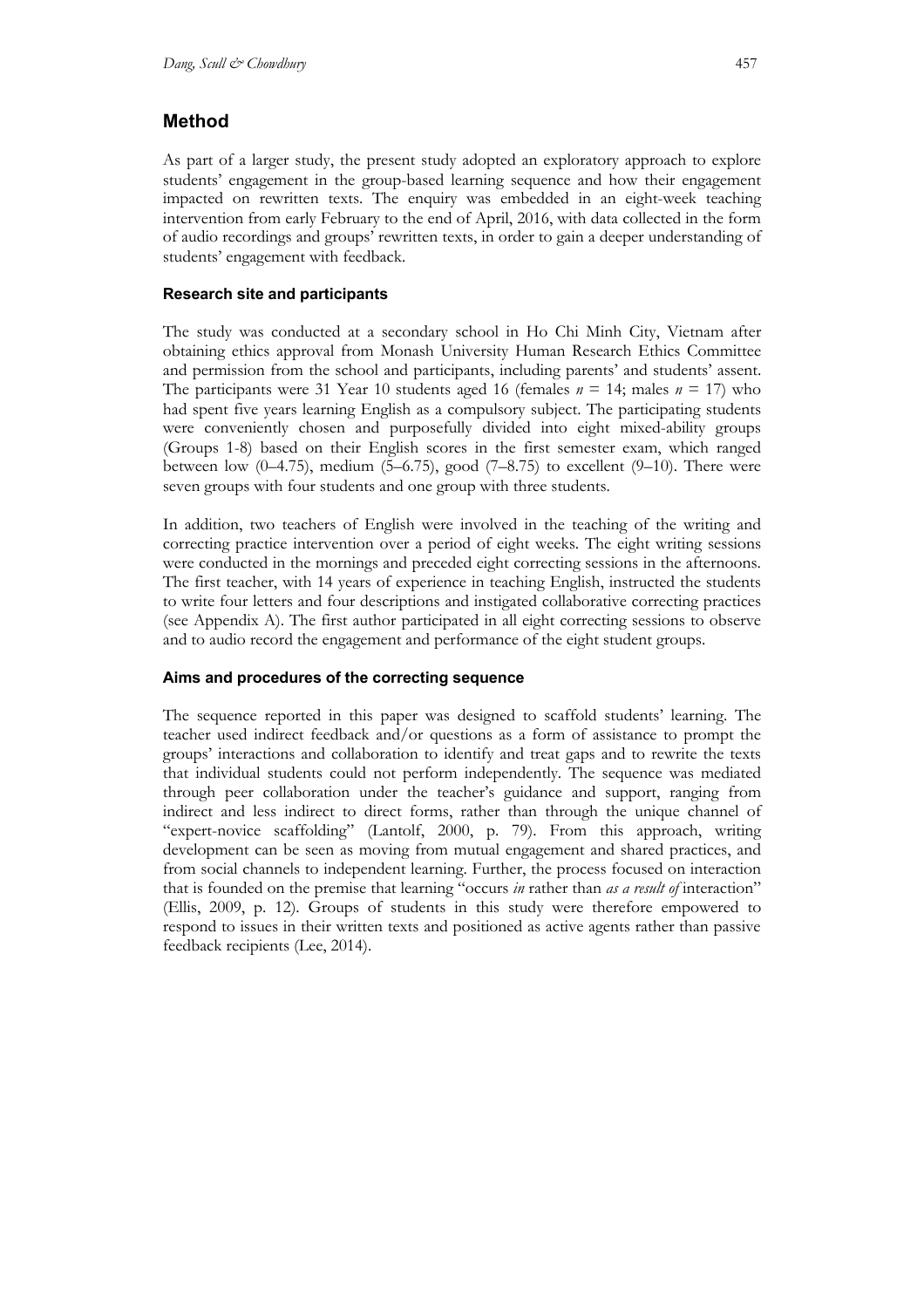## Method

As part of a larger study, the present study adopted an exploratory approach to explore students' engagement in the group-based learning sequence and how their engagement impacted on rewritten texts. The enquiry was embedded in an eight-week teaching intervention from early February to the end of April, 2016, with data collected in the form of audio recordings and groups' rewritten texts, in order to gain a deeper understanding of students' engagement with feedback.

### Research site and participants

The study was conducted at a secondary school in Ho Chi Minh City, Vietnam after obtaining ethics approval from Monash University Human Research Ethics Committee and permission from the school and participants, including parents' and students' assent. The participants were 31 Year 10 students aged 16 (females $n$ = 14; males $n$ = 17) who had spent five years learning English as a compulsory subject. The participating students were conveniently chosen and purposefully divided into eight mixed-ability groups (Groups 1-8) based on their English scores in the first semester exam, which ranged between low (0–4.75), medium (5–6.75), good (7–8.75) to excellent (9–10). There were seven groups with four students and one group with three students.

In addition, two teachers of English were involved in the teaching of the writing and correcting practice intervention over a period of eight weeks. The eight writing sessions were conducted in the mornings and preceded eight correcting sessions in the afternoons. The first teacher, with 14 years of experience in teaching English, instructed the students to write four letters and four descriptions and instigated collaborative correcting practices (see Appendix A). The first author participated in all eight correcting sessions to observe and to audio record the engagement and performance of the eight student groups.

### Aims and procedures of the correcting sequence

The sequence reported in this paper was designed to scaffold students' learning. The teacher used indirect feedback and/or questions as a form of assistance to prompt the groups' interactions and collaboration to identify and treat gaps and to rewrite the texts that individual students could not perform independently. The sequence was mediated through peer collaboration under the teacher's guidance and support, ranging from indirect and less indirect to direct forms, rather than through the unique channel of "expert-novice scaffolding" (Lantolf, 2000, p. 79). From this approach, writing development can be seen as moving from mutual engagement and shared practices, and from social channels to independent learning. Further, the process focused on interaction that is founded on the premise that learning "occurs *in* rather than *as a result of* interaction" (Ellis, 2009, p. 12). Groups of students in this study were therefore empowered to respond to issues in their written texts and positioned as active agents rather than passive feedback recipients (Lee, 2014).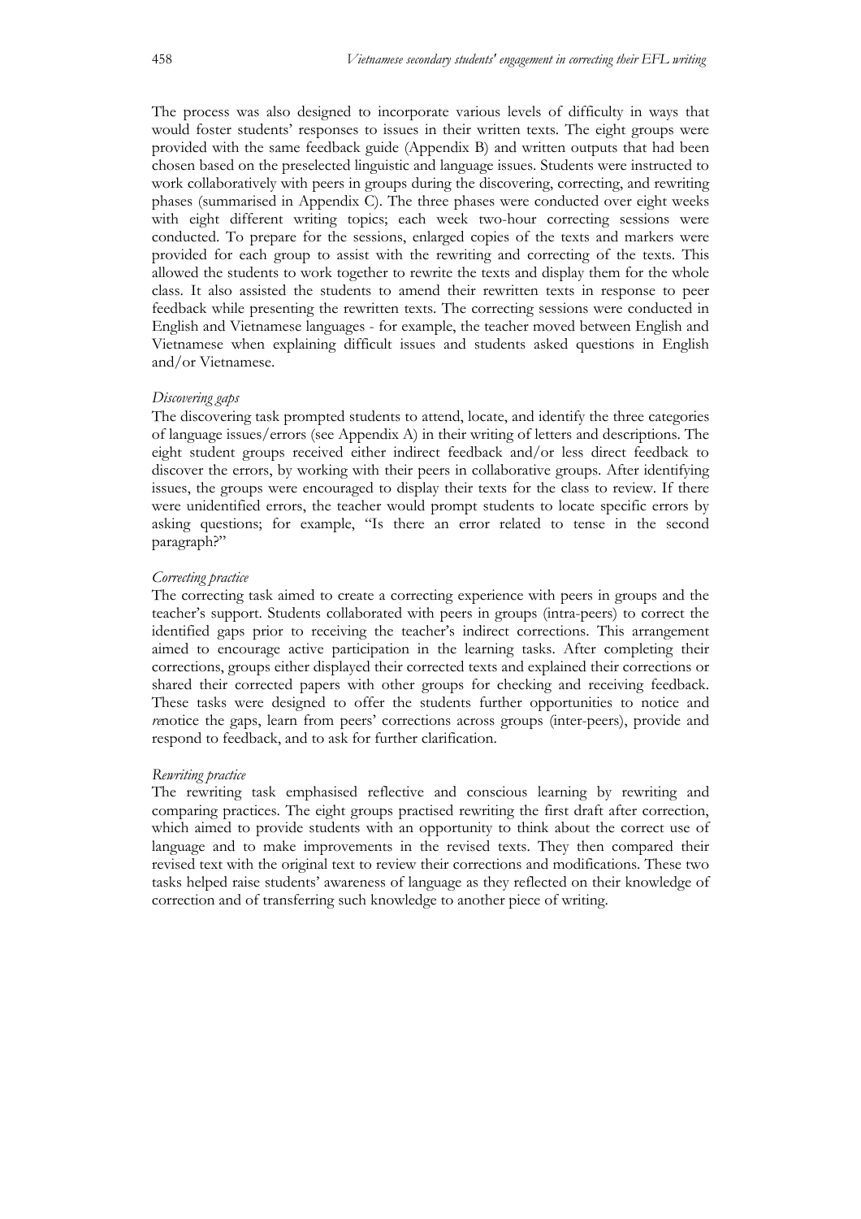The process was also designed to incorporate various levels of difficulty in ways that would foster students' responses to issues in their written texts. The eight groups were provided with the same feedback guide (Appendix B) and written outputs that had been chosen based on the preselected linguistic and language issues. Students were instructed to work collaboratively with peers in groups during the discovering, correcting, and rewriting phases (summarised in Appendix C). The three phases were conducted over eight weeks with eight different writing topics; each week two-hour correcting sessions were conducted. To prepare for the sessions, enlarged copies of the texts and markers were provided for each group to assist with the rewriting and correcting of the texts. This allowed the students to work together to rewrite the texts and display them for the whole class. It also assisted the students to amend their rewritten texts in response to peer feedback while presenting the rewritten texts. The correcting sessions were conducted in English and Vietnamese languages - for example, the teacher moved between English and Vietnamese when explaining difficult issues and students asked questions in English and/or Vietnamese.

*Discovering gaps*

The discovering task prompted students to attend, locate, and identify the three categories of language issues/errors (see Appendix A) in their writing of letters and descriptions. The eight student groups received either indirect feedback and/or less direct feedback to discover the errors, by working with their peers in collaborative groups. After identifying issues, the groups were encouraged to display their texts for the class to review. If there were unidentified errors, the teacher would prompt students to locate specific errors by asking questions; for example, "Is there an error related to tense in the second paragraph?"

*Correcting practice*

The correcting task aimed to create a correcting experience with peers in groups and the teacher's support. Students collaborated with peers in groups (intra-peers) to correct the identified gaps prior to receiving the teacher's indirect corrections. This arrangement aimed to encourage active participation in the learning tasks. After completing their corrections, groups either displayed their corrected texts and explained their corrections or shared their corrected papers with other groups for checking and receiving feedback. These tasks were designed to offer the students further opportunities to notice and *re*notice the gaps, learn from peers' corrections across groups (inter-peers), provide and respond to feedback, and to ask for further clarification.

*Rewriting practice*

The rewriting task emphasised reflective and conscious learning by rewriting and comparing practices. The eight groups practised rewriting the first draft after correction, which aimed to provide students with an opportunity to think about the correct use of language and to make improvements in the revised texts. They then compared their revised text with the original text to review their corrections and modifications. These two tasks helped raise students' awareness of language as they reflected on their knowledge of correction and of transferring such knowledge to another piece of writing.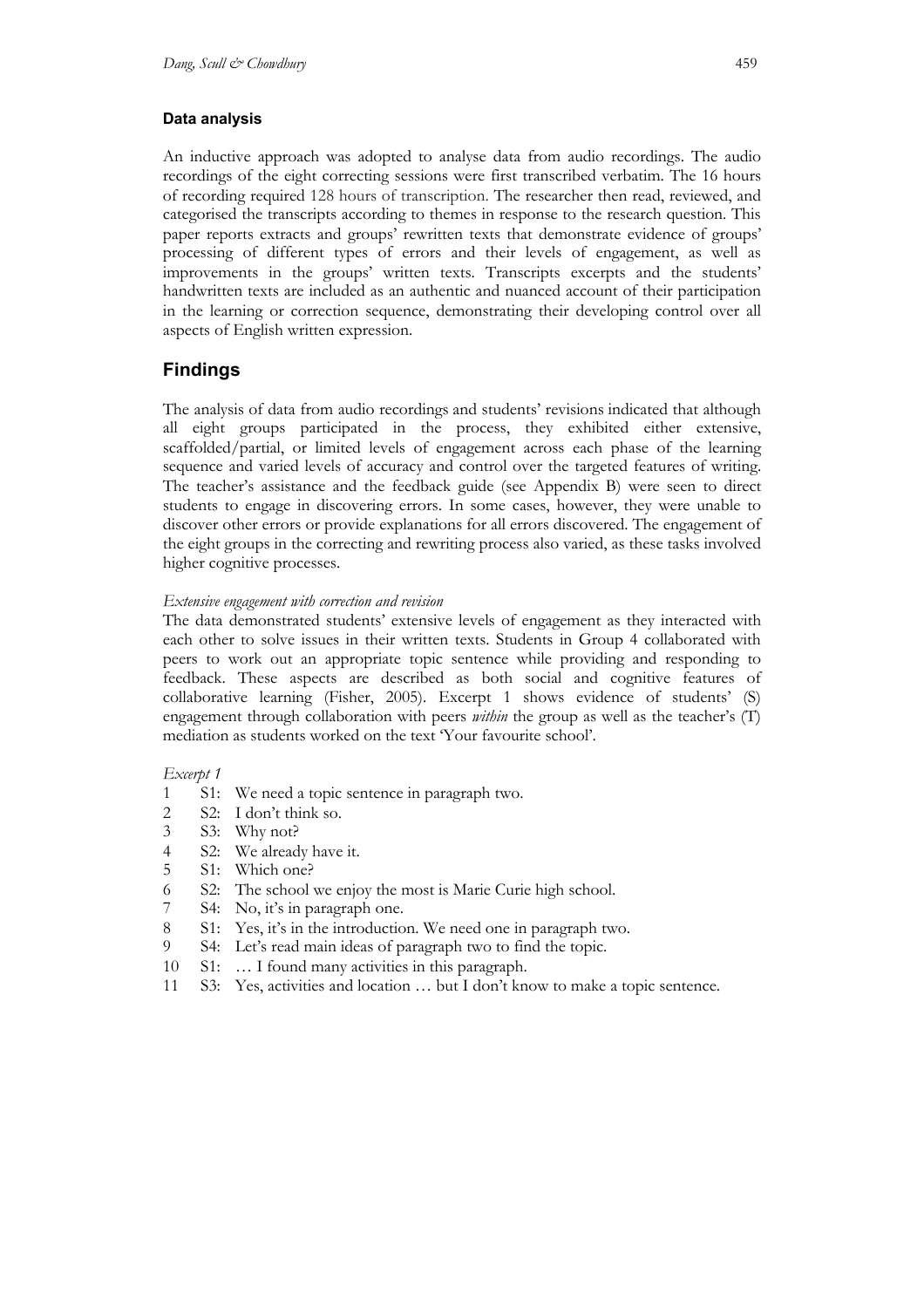### Data analysis

An inductive approach was adopted to analyse data from audio recordings. The audio recordings of the eight correcting sessions were first transcribed verbatim. The 16 hours of recording required 128 hours of transcription. The researcher then read, reviewed, and categorised the transcripts according to themes in response to the research question. This paper reports extracts and groups' rewritten texts that demonstrate evidence of groups' processing of different types of errors and their levels of engagement, as well as improvements in the groups' written texts. Transcripts excerpts and the students' handwritten texts are included as an authentic and nuanced account of their participation in the learning or correction sequence, demonstrating their developing control over all aspects of English written expression.

## Findings

The analysis of data from audio recordings and students' revisions indicated that although all eight groups participated in the process, they exhibited either extensive, scaffolded/partial, or limited levels of engagement across each phase of the learning sequence and varied levels of accuracy and control over the targeted features of writing. The teacher's assistance and the feedback guide (see Appendix B) were seen to direct students to engage in discovering errors. In some cases, however, they were unable to discover other errors or provide explanations for all errors discovered. The engagement of the eight groups in the correcting and rewriting process also varied, as these tasks involved higher cognitive processes.

*Extensive engagement with correction and revision*

The data demonstrated students' extensive levels of engagement as they interacted with each other to solve issues in their written texts. Students in Group 4 collaborated with peers to work out an appropriate topic sentence while providing and responding to feedback. These aspects are described as both social and cognitive features of collaborative learning (Fisher, 2005). Excerpt 1 shows evidence of students' (S) engagement through collaboration with peers *within* the group as well as the teacher's (T) mediation as students worked on the text 'Your favourite school'.

*Excerpt 1*

1 S1: We need a topic sentence in paragraph two.
2 S2: I don't think so.
3 S3: Why not?
4 S2: We already have it.
5 S1: Which one?
6 S2: The school we enjoy the most is Marie Curie high school.
7 S4: No, it's in paragraph one.
8 S1: Yes, it's in the introduction. We need one in paragraph two.
9 S4: Let's read main ideas of paragraph two to find the topic.
10 S1: … I found many activities in this paragraph.
11 S3: Yes, activities and location … but I don't know to make a topic sentence.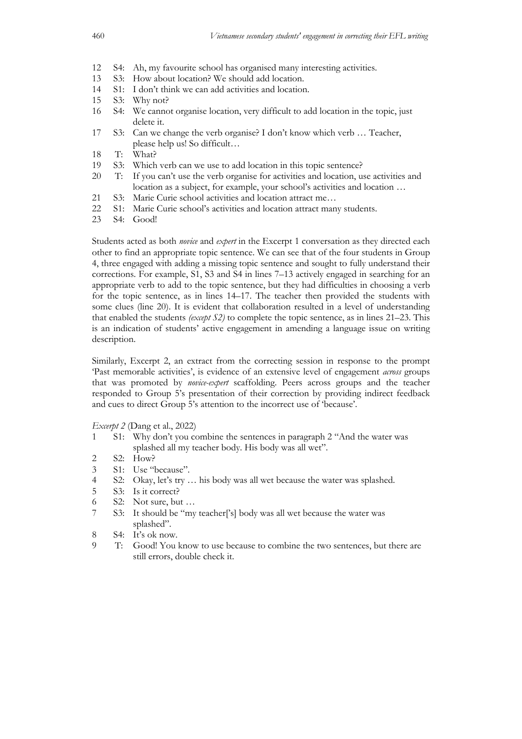12 S4: Ah, my favourite school has organised many interesting activities.
13 S3: How about location? We should add location.
14 S1: I don't think we can add activities and location.
15 S3: Why not?
16 S4: We cannot organise location, very difficult to add location in the topic, just delete it.
17 S3: Can we change the verb organise? I don't know which verb … Teacher, please help us! So difficult…
18 T: What?
19 S3: Which verb can we use to add location in this topic sentence?
20 T: If you can't use the verb organise for activities and location, use activities and location as a subject, for example, your school's activities and location …
21 S3: Marie Curie school activities and location attract me…
22 S1: Marie Curie school's activities and location attract many students.
23 S4: Good!

Students acted as both *novice* and *expert* in the Excerpt 1 conversation as they directed each other to find an appropriate topic sentence. We can see that of the four students in Group 4, three engaged with adding a missing topic sentence and sought to fully understand their corrections. For example, S1, S3 and S4 in lines 7–13 actively engaged in searching for an appropriate verb to add to the topic sentence, but they had difficulties in choosing a verb for the topic sentence, as in lines 14–17. The teacher then provided the students with some clues (line 20). It is evident that collaboration resulted in a level of understanding that enabled the students *(except S2)* to complete the topic sentence, as in lines 21–23. This is an indication of students' active engagement in amending a language issue on writing description.

Similarly, Excerpt 2, an extract from the correcting session in response to the prompt 'Past memorable activities', is evidence of an extensive level of engagement *across* groups that was promoted by *novice-expert* scaffolding. Peers across groups and the teacher responded to Group 5's presentation of their correction by providing indirect feedback and cues to direct Group 5's attention to the incorrect use of 'because'.

*Excerpt 2* (Dang et al., 2022)

1 S1: Why don't you combine the sentences in paragraph 2 "And the water was splashed all my teacher body. His body was all wet".
2 S2: How?
3 S1: Use "because".
4 S2: Okay, let's try … his body was all wet because the water was splashed.
5 S3: Is it correct?
6 S2: Not sure, but …
7 S3: It should be "my teacher['s] body was all wet because the water was splashed".
8 S4: It's ok now.
9 T: Good! You know to use because to combine the two sentences, but there are still errors, double check it.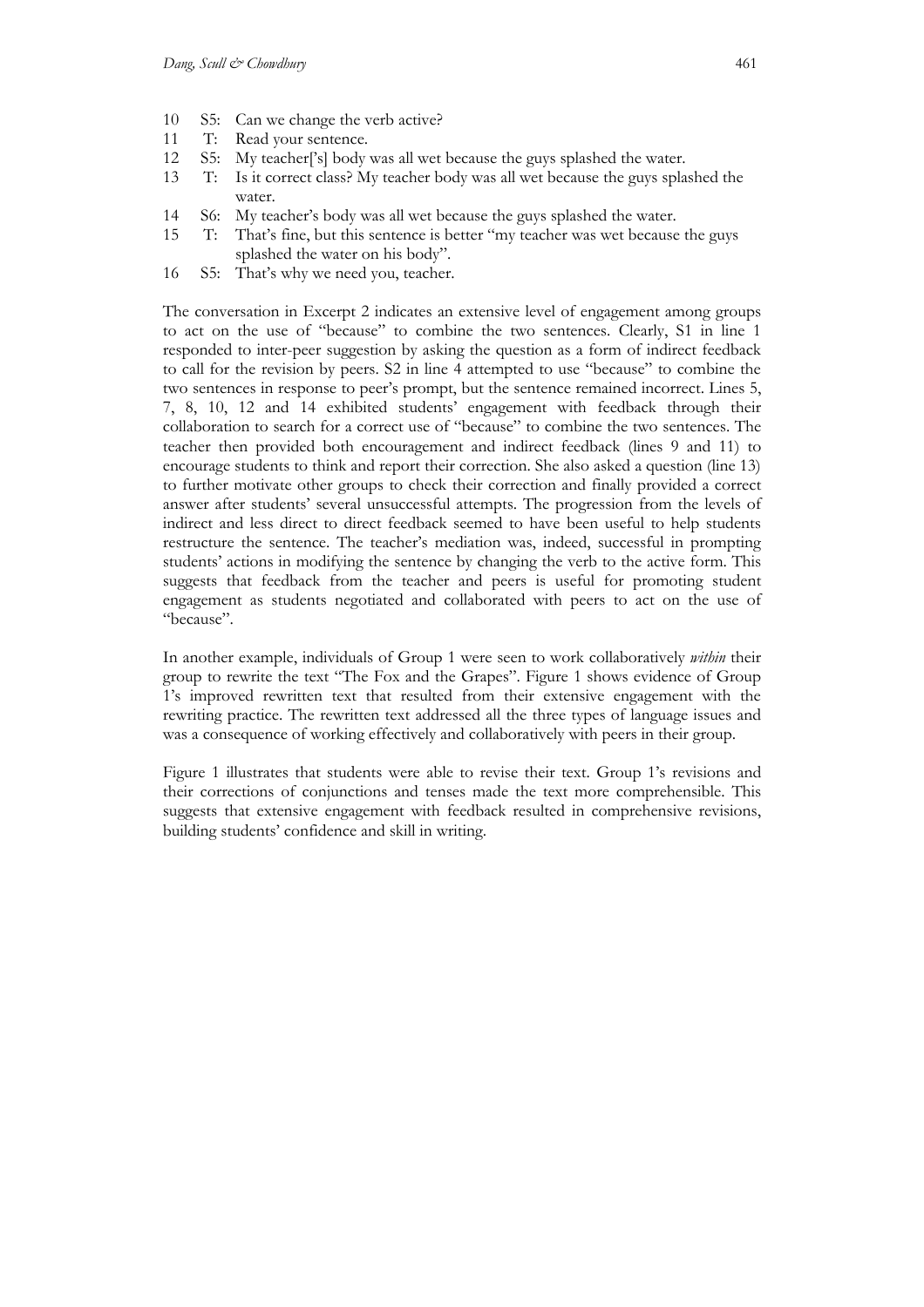10 S5: Can we change the verb active?
11 T: Read your sentence.
12 S5: My teacher['s] body was all wet because the guys splashed the water.
13 T: Is it correct class? My teacher body was all wet because the guys splashed the water.
14 S6: My teacher's body was all wet because the guys splashed the water.
15 T: That's fine, but this sentence is better "my teacher was wet because the guys splashed the water on his body".
16 S5: That's why we need you, teacher.

The conversation in Excerpt 2 indicates an extensive level of engagement among groups to act on the use of "because" to combine the two sentences. Clearly, S1 in line 1 responded to inter-peer suggestion by asking the question as a form of indirect feedback to call for the revision by peers. S2 in line 4 attempted to use "because" to combine the two sentences in response to peer's prompt, but the sentence remained incorrect. Lines 5, 7, 8, 10, 12 and 14 exhibited students' engagement with feedback through their collaboration to search for a correct use of "because" to combine the two sentences. The teacher then provided both encouragement and indirect feedback (lines 9 and 11) to encourage students to think and report their correction. She also asked a question (line 13) to further motivate other groups to check their correction and finally provided a correct answer after students' several unsuccessful attempts. The progression from the levels of indirect and less direct to direct feedback seemed to have been useful to help students restructure the sentence. The teacher's mediation was, indeed, successful in prompting students' actions in modifying the sentence by changing the verb to the active form. This suggests that feedback from the teacher and peers is useful for promoting student engagement as students negotiated and collaborated with peers to act on the use of "because".

In another example, individuals of Group 1 were seen to work collaboratively *within* their group to rewrite the text "The Fox and the Grapes". Figure 1 shows evidence of Group 1's improved rewritten text that resulted from their extensive engagement with the rewriting practice. The rewritten text addressed all the three types of language issues and was a consequence of working effectively and collaboratively with peers in their group.

Figure 1 illustrates that students were able to revise their text. Group 1's revisions and their corrections of conjunctions and tenses made the text more comprehensible. This suggests that extensive engagement with feedback resulted in comprehensive revisions, building students' confidence and skill in writing.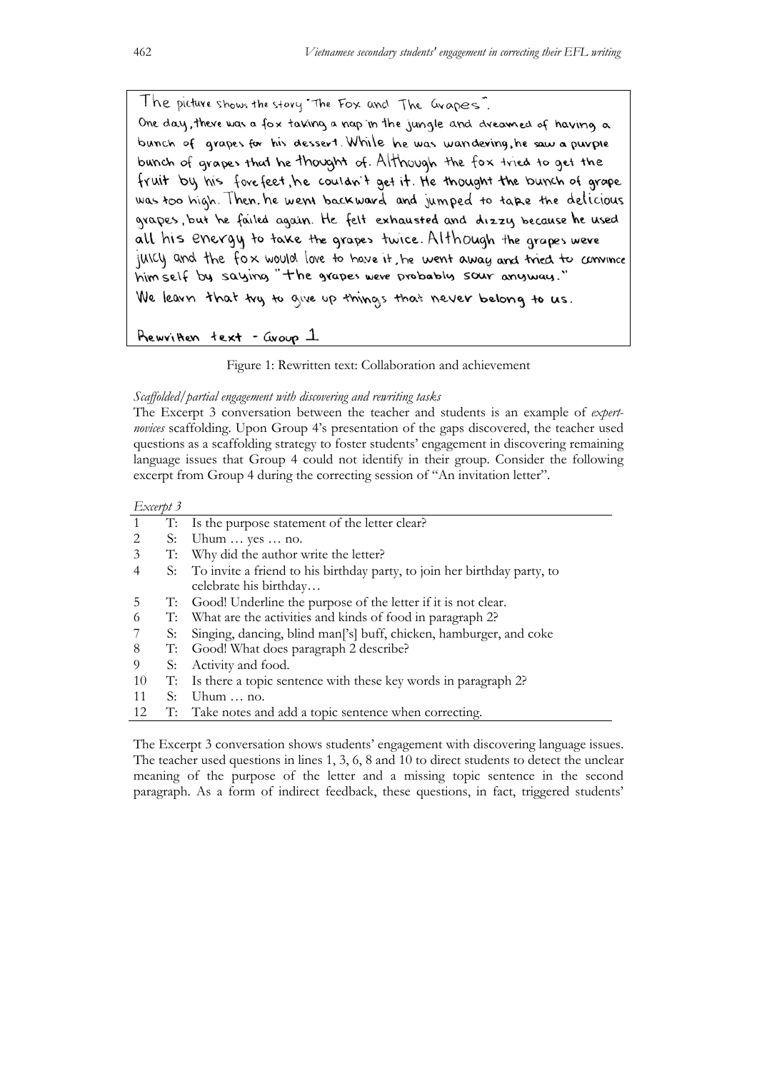The picture shows the story "The Fox and The Grapes".
One day, there was a fox taking a nap in the jungle and dreamed of having a bunch of grapes for his dessert. While he was wandering, he saw a purple bunch of grapes that he thought of. Although the fox tried to get the fruit by his forefeet, he couldn't get it. He thought the bunch of grape was too high. Then, he went backward and jumped to take the delicious grapes, but he failed again. He felt exhausted and dizzy because he used all his energy to take the grapes twice. Although the grapes were juicy and the fox would love to have it, he went away and tried to convince himself by saying "the grapes were probably sour anyway."
We learn that try to give up things that never belong to us.

Rewritten text - Group 1

Figure 1: Rewritten text: Collaboration and achievement

*Scaffolded/partial engagement with discovering and rewriting tasks*

The Excerpt 3 conversation between the teacher and students is an example of *expert-novices* scaffolding. Upon Group 4's presentation of the gaps discovered, the teacher used questions as a scaffolding strategy to foster students' engagement in discovering remaining language issues that Group 4 could not identify in their group. Consider the following excerpt from Group 4 during the correcting session of "An invitation letter".

*Excerpt 3*

| | | |
|---|---|---|
| 1 | T: | Is the purpose statement of the letter clear? |
| 2 | S: | Uhum … yes … no. |
| 3 | T: | Why did the author write the letter? |
| 4 | S: | To invite a friend to his birthday party, to join her birthday party, to celebrate his birthday… |
| 5 | T: | Good! Underline the purpose of the letter if it is not clear. |
| 6 | T: | What are the activities and kinds of food in paragraph 2? |
| 7 | S: | Singing, dancing, blind man['s] buff, chicken, hamburger, and coke |
| 8 | T: | Good! What does paragraph 2 describe? |
| 9 | S: | Activity and food. |
| 10 | T: | Is there a topic sentence with these key words in paragraph 2? |
| 11 | S: | Uhum … no. |
| 12 | T: | Take notes and add a topic sentence when correcting. |

The Excerpt 3 conversation shows students' engagement with discovering language issues. The teacher used questions in lines 1, 3, 6, 8 and 10 to direct students to detect the unclear meaning of the purpose of the letter and a missing topic sentence in the second paragraph. As a form of indirect feedback, these questions, in fact, triggered students'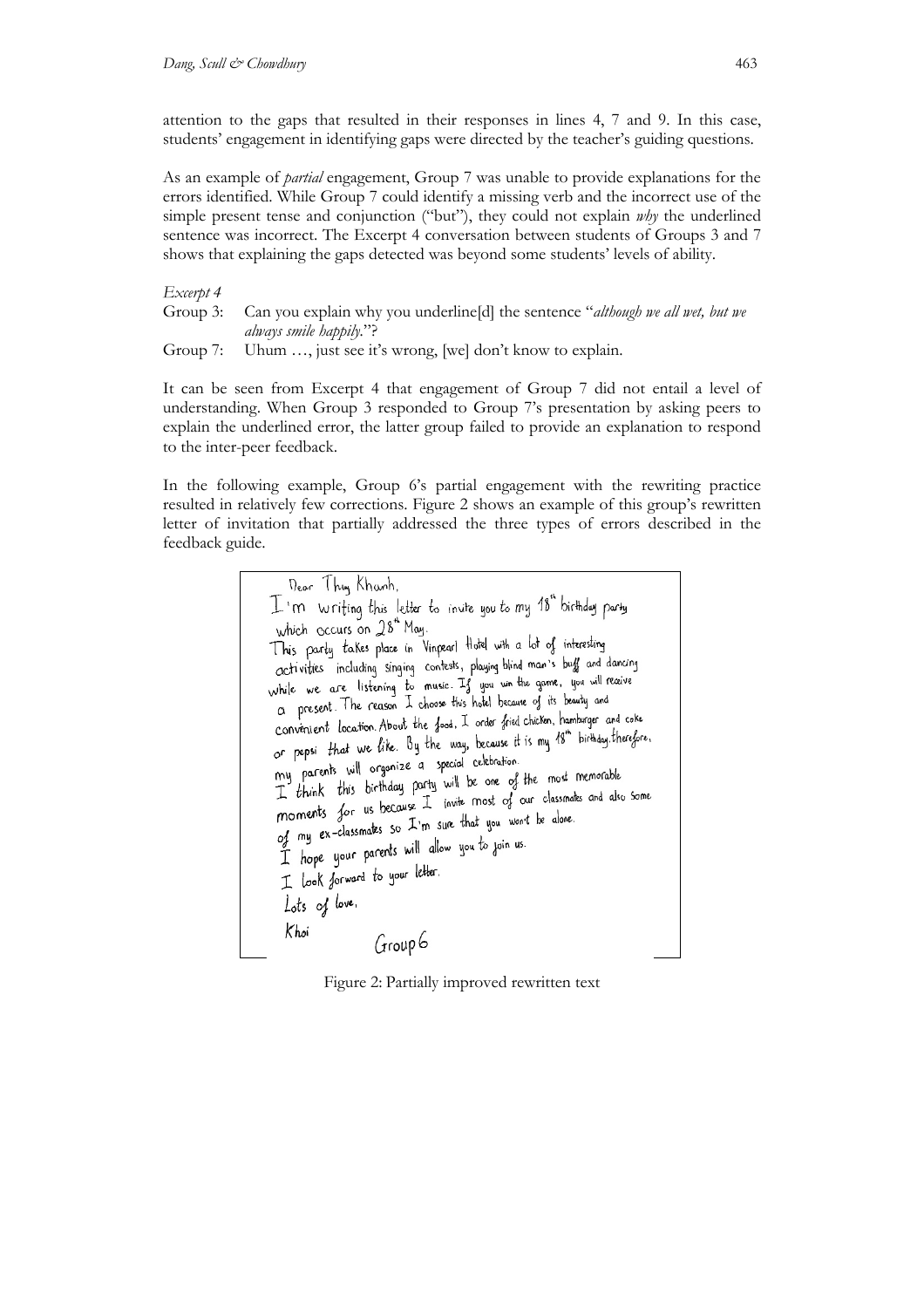attention to the gaps that resulted in their responses in lines 4, 7 and 9. In this case, students' engagement in identifying gaps were directed by the teacher's guiding questions.

As an example of *partial* engagement, Group 7 was unable to provide explanations for the errors identified. While Group 7 could identify a missing verb and the incorrect use of the simple present tense and conjunction ("but"), they could not explain *why* the underlined sentence was incorrect. The Excerpt 4 conversation between students of Groups 3 and 7 shows that explaining the gaps detected was beyond some students' levels of ability.

*Excerpt 4*

Group 3: Can you explain why you underline[d] the sentence "*although we all wet, but we always smile happily.*"?

Group 7: Uhum …, just see it's wrong, [we] don't know to explain.

It can be seen from Excerpt 4 that engagement of Group 7 did not entail a level of understanding. When Group 3 responded to Group 7's presentation by asking peers to explain the underlined error, the latter group failed to provide an explanation to respond to the inter-peer feedback.

In the following example, Group 6's partial engagement with the rewriting practice resulted in relatively few corrections. Figure 2 shows an example of this group's rewritten letter of invitation that partially addressed the three types of errors described in the feedback guide.

Dear Thuy Khanh,

I'm writing this letter to invite you to my 18th birthday party which occurs on 28th May.

This party takes place in Vinpearl Hotel with a lot of interesting activities including singing contests, playing blind man's buff and dancing while we are listening to music. If you win the game, you will receive a present. The reason I choose this hotel because of its beauty and convenient location. About the food, I order fried chicken, hamburger and coke or pepsi that we like. By the way, because it is my 18th birthday. therefore, my parents will organize a special celebration.

I think this birthday party will be one of the most memorable moments for us because I invite most of our classmates and also some of my ex-classmates so I'm sure that you won't be alone.

I hope your parents will allow you to join us.

I look forward to your letter.

Lots of love,

Khoi

Group 6

Figure 2: Partially improved rewritten text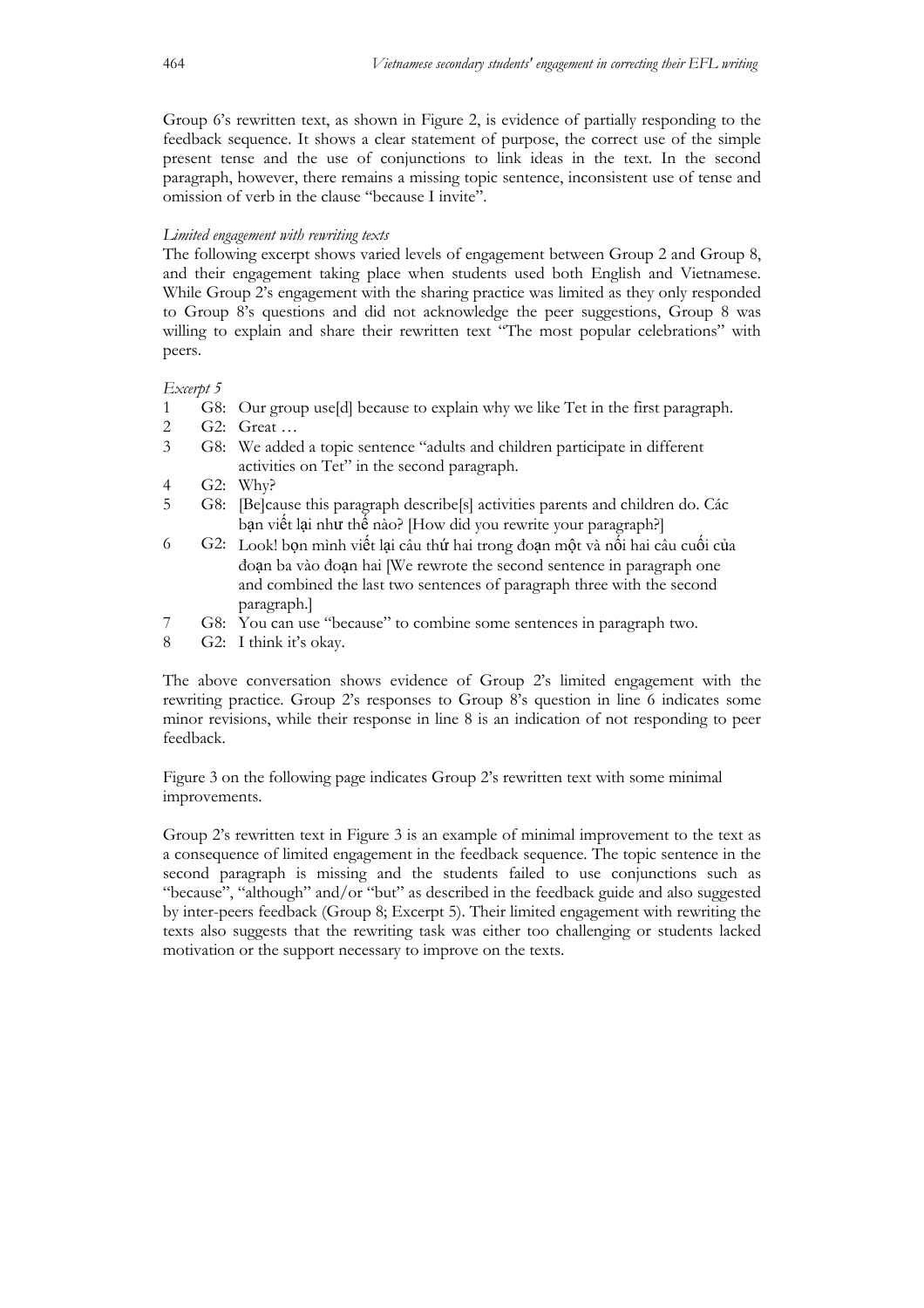Group 6's rewritten text, as shown in Figure 2, is evidence of partially responding to the feedback sequence. It shows a clear statement of purpose, the correct use of the simple present tense and the use of conjunctions to link ideas in the text. In the second paragraph, however, there remains a missing topic sentence, inconsistent use of tense and omission of verb in the clause "because I invite".

*Limited engagement with rewriting texts*

The following excerpt shows varied levels of engagement between Group 2 and Group 8, and their engagement taking place when students used both English and Vietnamese. While Group 2's engagement with the sharing practice was limited as they only responded to Group 8's questions and did not acknowledge the peer suggestions, Group 8 was willing to explain and share their rewritten text "The most popular celebrations" with peers.

*Excerpt 5*

1 G8: Our group use[d] because to explain why we like Tet in the first paragraph.
2 G2: Great …
3 G8: We added a topic sentence "adults and children participate in different activities on Tet" in the second paragraph.
4 G2: Why?
5 G8: [Be]cause this paragraph describe[s] activities parents and children do. Các bạn viết lại như thế nào? [How did you rewrite your paragraph?]
6 G2: Look! bọn mình viết lại câu thứ hai trong đoạn một và nối hai câu cuối của đoạn ba vào đoạn hai [We rewrote the second sentence in paragraph one and combined the last two sentences of paragraph three with the second paragraph.]
7 G8: You can use "because" to combine some sentences in paragraph two.
8 G2: I think it's okay.

The above conversation shows evidence of Group 2's limited engagement with the rewriting practice. Group 2's responses to Group 8's question in line 6 indicates some minor revisions, while their response in line 8 is an indication of not responding to peer feedback.

Figure 3 on the following page indicates Group 2's rewritten text with some minimal improvements.

Group 2's rewritten text in Figure 3 is an example of minimal improvement to the text as a consequence of limited engagement in the feedback sequence. The topic sentence in the second paragraph is missing and the students failed to use conjunctions such as "because", "although" and/or "but" as described in the feedback guide and also suggested by inter-peers feedback (Group 8; Excerpt 5). Their limited engagement with rewriting the texts also suggests that the rewriting task was either too challenging or students lacked motivation or the support necessary to improve on the texts.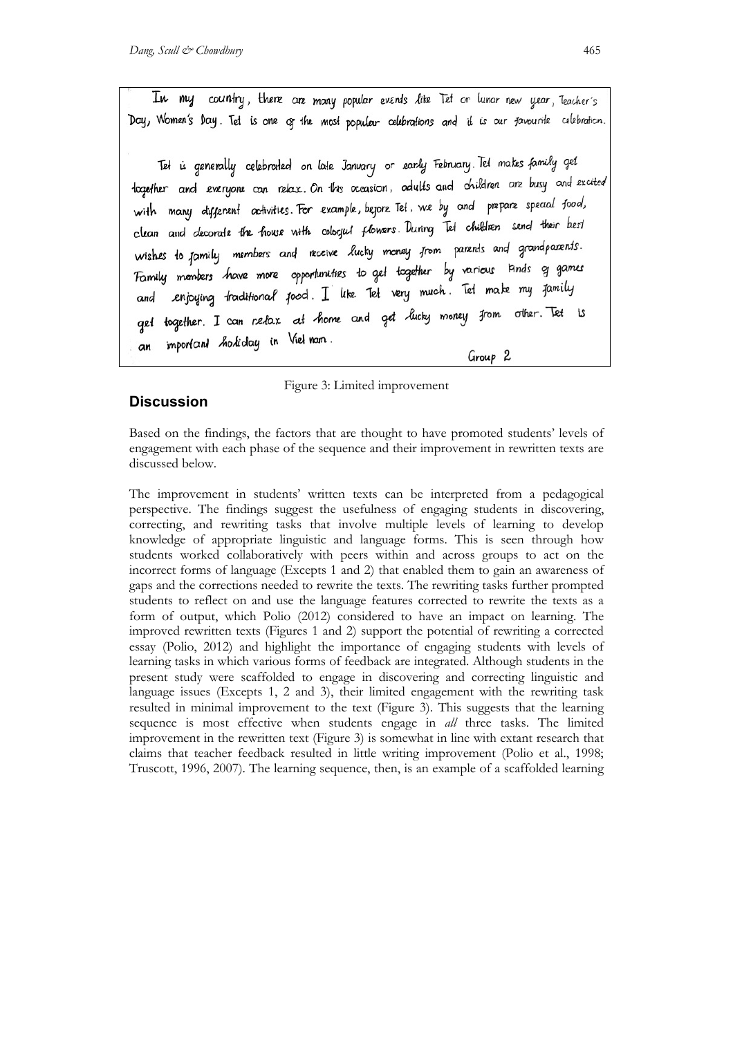In my country, there are many popular events like Tet or lunar new year, Teacher's Day, Women's Day. Tet is one of the most popular celebrations and it is our favourite celebration.

Tet is generally celebrated on late January or early February. Tet makes family get together and everyone can relax. On this occasion, adults and children are busy and excited with many different activities. For example, before Tet, we by and prepare special food, clean and decorate the house with colorful flowers. During Tet children send their best wishes to family members and receive lucky money from parents and grandparents. Family members have more opportunities to get together by various kinds of games and enjoying traditional food. I like Tet very much. Tet make my family get together. I can relax at home and get lucky money from other. Tet is an important holiday in Viet nam.

Group 2

Figure 3: Limited improvement

## Discussion

Based on the findings, the factors that are thought to have promoted students' levels of engagement with each phase of the sequence and their improvement in rewritten texts are discussed below.

The improvement in students' written texts can be interpreted from a pedagogical perspective. The findings suggest the usefulness of engaging students in discovering, correcting, and rewriting tasks that involve multiple levels of learning to develop knowledge of appropriate linguistic and language forms. This is seen through how students worked collaboratively with peers within and across groups to act on the incorrect forms of language (Excepts 1 and 2) that enabled them to gain an awareness of gaps and the corrections needed to rewrite the texts. The rewriting tasks further prompted students to reflect on and use the language features corrected to rewrite the texts as a form of output, which Polio (2012) considered to have an impact on learning. The improved rewritten texts (Figures 1 and 2) support the potential of rewriting a corrected essay (Polio, 2012) and highlight the importance of engaging students with levels of learning tasks in which various forms of feedback are integrated. Although students in the present study were scaffolded to engage in discovering and correcting linguistic and language issues (Excepts 1, 2 and 3), their limited engagement with the rewriting task resulted in minimal improvement to the text (Figure 3). This suggests that the learning sequence is most effective when students engage in *all* three tasks. The limited improvement in the rewritten text (Figure 3) is somewhat in line with extant research that claims that teacher feedback resulted in little writing improvement (Polio et al., 1998; Truscott, 1996, 2007). The learning sequence, then, is an example of a scaffolded learning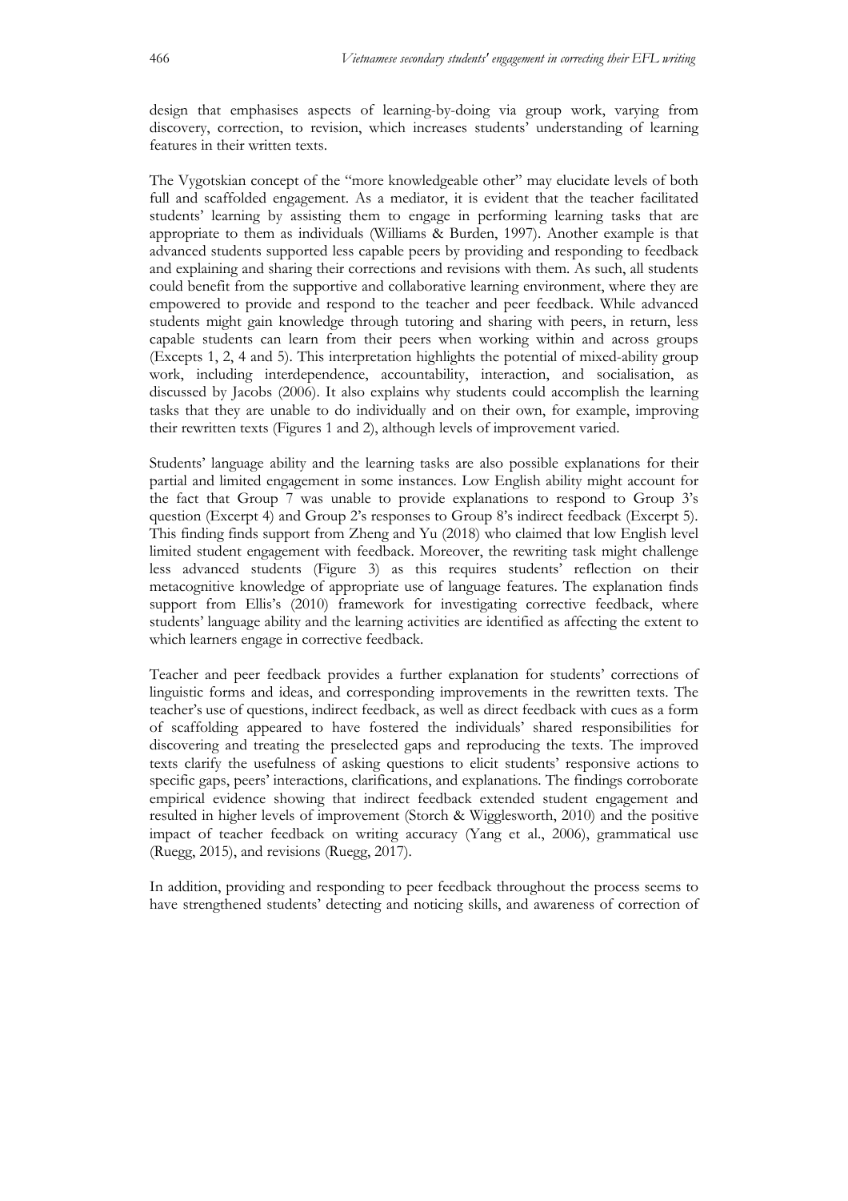design that emphasises aspects of learning-by-doing via group work, varying from discovery, correction, to revision, which increases students' understanding of learning features in their written texts.

The Vygotskian concept of the "more knowledgeable other" may elucidate levels of both full and scaffolded engagement. As a mediator, it is evident that the teacher facilitated students' learning by assisting them to engage in performing learning tasks that are appropriate to them as individuals (Williams & Burden, 1997). Another example is that advanced students supported less capable peers by providing and responding to feedback and explaining and sharing their corrections and revisions with them. As such, all students could benefit from the supportive and collaborative learning environment, where they are empowered to provide and respond to the teacher and peer feedback. While advanced students might gain knowledge through tutoring and sharing with peers, in return, less capable students can learn from their peers when working within and across groups (Excepts 1, 2, 4 and 5). This interpretation highlights the potential of mixed-ability group work, including interdependence, accountability, interaction, and socialisation, as discussed by Jacobs (2006). It also explains why students could accomplish the learning tasks that they are unable to do individually and on their own, for example, improving their rewritten texts (Figures 1 and 2), although levels of improvement varied.

Students' language ability and the learning tasks are also possible explanations for their partial and limited engagement in some instances. Low English ability might account for the fact that Group 7 was unable to provide explanations to respond to Group 3's question (Excerpt 4) and Group 2's responses to Group 8's indirect feedback (Excerpt 5). This finding finds support from Zheng and Yu (2018) who claimed that low English level limited student engagement with feedback. Moreover, the rewriting task might challenge less advanced students (Figure 3) as this requires students' reflection on their metacognitive knowledge of appropriate use of language features. The explanation finds support from Ellis's (2010) framework for investigating corrective feedback, where students' language ability and the learning activities are identified as affecting the extent to which learners engage in corrective feedback.

Teacher and peer feedback provides a further explanation for students' corrections of linguistic forms and ideas, and corresponding improvements in the rewritten texts. The teacher's use of questions, indirect feedback, as well as direct feedback with cues as a form of scaffolding appeared to have fostered the individuals' shared responsibilities for discovering and treating the preselected gaps and reproducing the texts. The improved texts clarify the usefulness of asking questions to elicit students' responsive actions to specific gaps, peers' interactions, clarifications, and explanations. The findings corroborate empirical evidence showing that indirect feedback extended student engagement and resulted in higher levels of improvement (Storch & Wigglesworth, 2010) and the positive impact of teacher feedback on writing accuracy (Yang et al., 2006), grammatical use (Ruegg, 2015), and revisions (Ruegg, 2017).

In addition, providing and responding to peer feedback throughout the process seems to have strengthened students' detecting and noticing skills, and awareness of correction of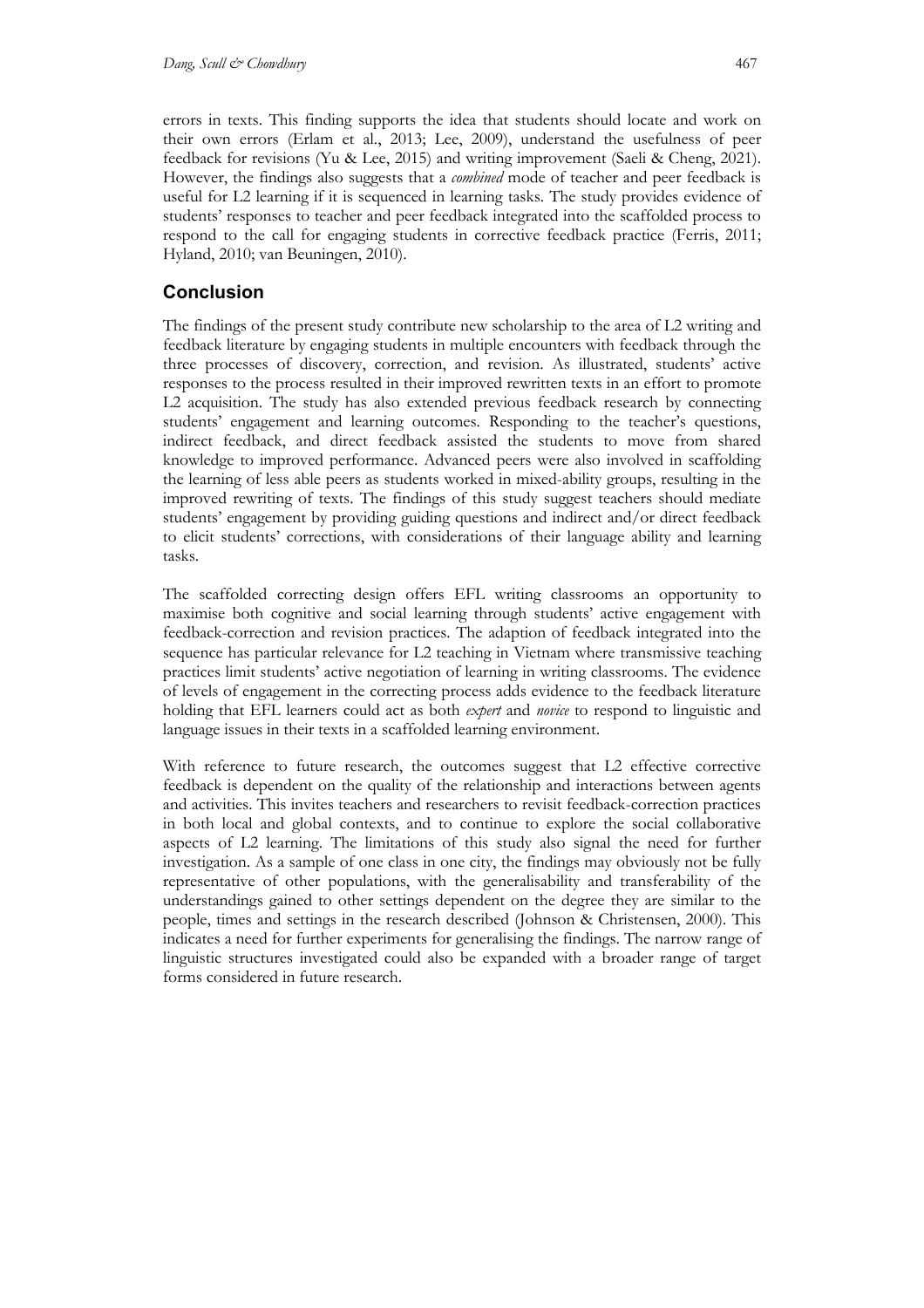errors in texts. This finding supports the idea that students should locate and work on their own errors (Erlam et al., 2013; Lee, 2009), understand the usefulness of peer feedback for revisions (Yu & Lee, 2015) and writing improvement (Saeli & Cheng, 2021). However, the findings also suggests that a *combined* mode of teacher and peer feedback is useful for L2 learning if it is sequenced in learning tasks. The study provides evidence of students' responses to teacher and peer feedback integrated into the scaffolded process to respond to the call for engaging students in corrective feedback practice (Ferris, 2011; Hyland, 2010; van Beuningen, 2010).

## Conclusion

The findings of the present study contribute new scholarship to the area of L2 writing and feedback literature by engaging students in multiple encounters with feedback through the three processes of discovery, correction, and revision. As illustrated, students' active responses to the process resulted in their improved rewritten texts in an effort to promote L2 acquisition. The study has also extended previous feedback research by connecting students' engagement and learning outcomes. Responding to the teacher's questions, indirect feedback, and direct feedback assisted the students to move from shared knowledge to improved performance. Advanced peers were also involved in scaffolding the learning of less able peers as students worked in mixed-ability groups, resulting in the improved rewriting of texts. The findings of this study suggest teachers should mediate students' engagement by providing guiding questions and indirect and/or direct feedback to elicit students' corrections, with considerations of their language ability and learning tasks.

The scaffolded correcting design offers EFL writing classrooms an opportunity to maximise both cognitive and social learning through students' active engagement with feedback-correction and revision practices. The adaption of feedback integrated into the sequence has particular relevance for L2 teaching in Vietnam where transmissive teaching practices limit students' active negotiation of learning in writing classrooms. The evidence of levels of engagement in the correcting process adds evidence to the feedback literature holding that EFL learners could act as both *expert* and *novice* to respond to linguistic and language issues in their texts in a scaffolded learning environment.

With reference to future research, the outcomes suggest that L2 effective corrective feedback is dependent on the quality of the relationship and interactions between agents and activities. This invites teachers and researchers to revisit feedback-correction practices in both local and global contexts, and to continue to explore the social collaborative aspects of L2 learning. The limitations of this study also signal the need for further investigation. As a sample of one class in one city, the findings may obviously not be fully representative of other populations, with the generalisability and transferability of the understandings gained to other settings dependent on the degree they are similar to the people, times and settings in the research described (Johnson & Christensen, 2000). This indicates a need for further experiments for generalising the findings. The narrow range of linguistic structures investigated could also be expanded with a broader range of target forms considered in future research.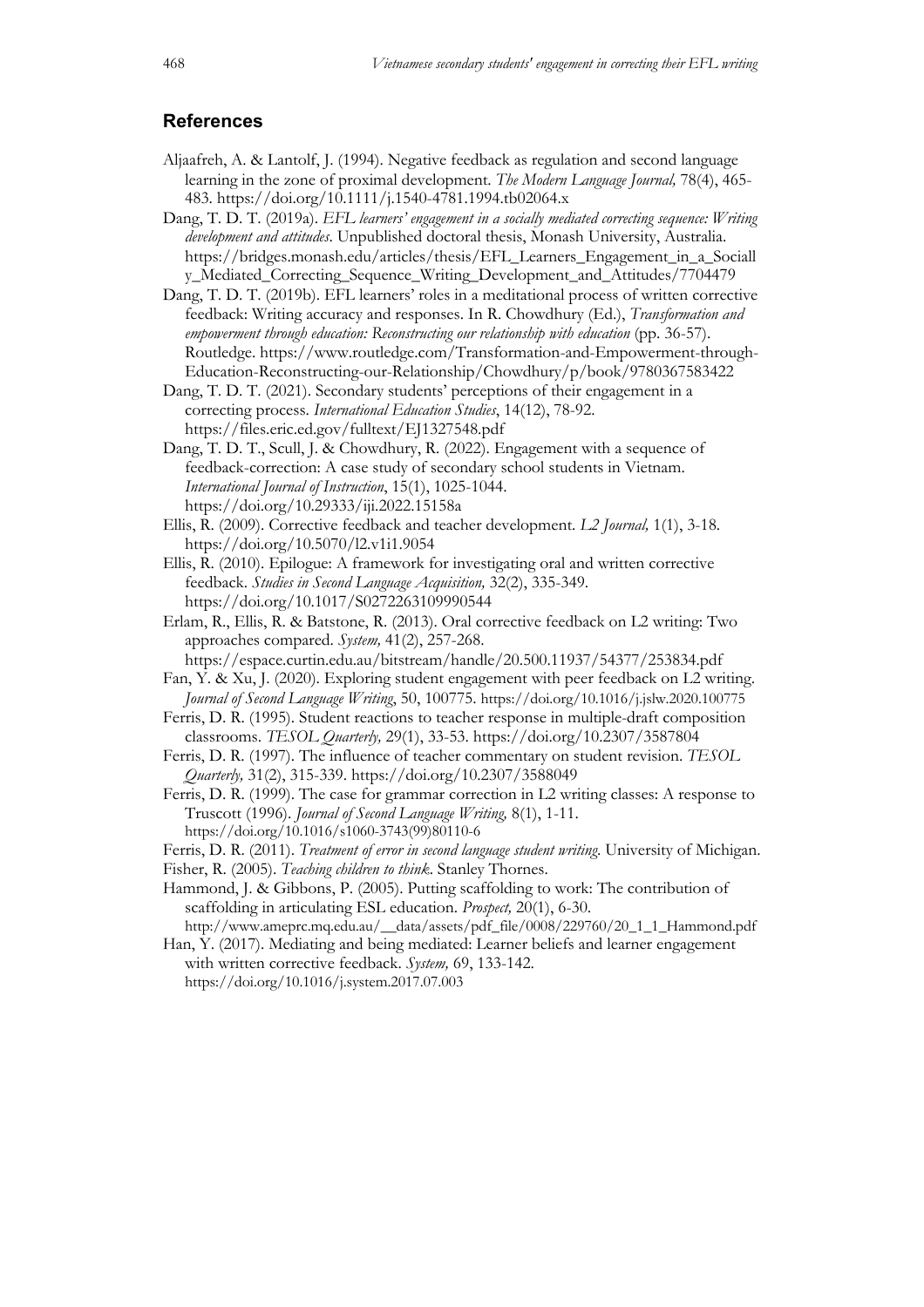## References

Aljaafreh, A. & Lantolf, J. (1994). Negative feedback as regulation and second language learning in the zone of proximal development. *The Modern Language Journal,* 78(4), 465-483. https://doi.org/10.1111/j.1540-4781.1994.tb02064.x

Dang, T. D. T. (2019a). *EFL learners' engagement in a socially mediated correcting sequence: Writing development and attitudes*. Unpublished doctoral thesis, Monash University, Australia. https://bridges.monash.edu/articles/thesis/EFL_Learners_Engagement_in_a_Socially_Mediated_Correcting_Sequence_Writing_Development_and_Attitudes/7704479

Dang, T. D. T. (2019b). EFL learners' roles in a meditational process of written corrective feedback: Writing accuracy and responses. In R. Chowdhury (Ed.), *Transformation and empowerment through education: Reconstructing our relationship with education* (pp. 36-57). Routledge. https://www.routledge.com/Transformation-and-Empowerment-through-Education-Reconstructing-our-Relationship/Chowdhury/p/book/9780367583422

Dang, T. D. T. (2021). Secondary students' perceptions of their engagement in a correcting process. *International Education Studies*, 14(12), 78-92. https://files.eric.ed.gov/fulltext/EJ1327548.pdf

Dang, T. D. T., Scull, J. & Chowdhury, R. (2022). Engagement with a sequence of feedback-correction: A case study of secondary school students in Vietnam. *International Journal of Instruction*, 15(1), 1025-1044. https://doi.org/10.29333/iji.2022.15158a

Ellis, R. (2009). Corrective feedback and teacher development. *L2 Journal,* 1(1), 3-18. https://doi.org/10.5070/l2.v1i1.9054

Ellis, R. (2010). Epilogue: A framework for investigating oral and written corrective feedback. *Studies in Second Language Acquisition,* 32(2), 335-349. https://doi.org/10.1017/S0272263109990544

Erlam, R., Ellis, R. & Batstone, R. (2013). Oral corrective feedback on L2 writing: Two approaches compared. *System,* 41(2), 257-268. https://espace.curtin.edu.au/bitstream/handle/20.500.11937/54377/253834.pdf

Fan, Y. & Xu, J. (2020). Exploring student engagement with peer feedback on L2 writing. *Journal of Second Language Writing*, 50, 100775. https://doi.org/10.1016/j.jslw.2020.100775

Ferris, D. R. (1995). Student reactions to teacher response in multiple-draft composition classrooms. *TESOL Quarterly,* 29(1), 33-53. https://doi.org/10.2307/3587804

Ferris, D. R. (1997). The influence of teacher commentary on student revision. *TESOL Quarterly,* 31(2), 315-339. https://doi.org/10.2307/3588049

Ferris, D. R. (1999). The case for grammar correction in L2 writing classes: A response to Truscott (1996). *Journal of Second Language Writing,* 8(1), 1-11. https://doi.org/10.1016/s1060-3743(99)80110-6

Ferris, D. R. (2011). *Treatment of error in second language student writing.* University of Michigan.

Fisher, R. (2005). *Teaching children to think*. Stanley Thornes.

Hammond, J. & Gibbons, P. (2005). Putting scaffolding to work: The contribution of scaffolding in articulating ESL education. *Prospect,* 20(1), 6-30. http://www.ameprc.mq.edu.au/__data/assets/pdf_file/0008/229760/20_1_1_Hammond.pdf

Han, Y. (2017). Mediating and being mediated: Learner beliefs and learner engagement with written corrective feedback. *System,* 69, 133-142. https://doi.org/10.1016/j.system.2017.07.003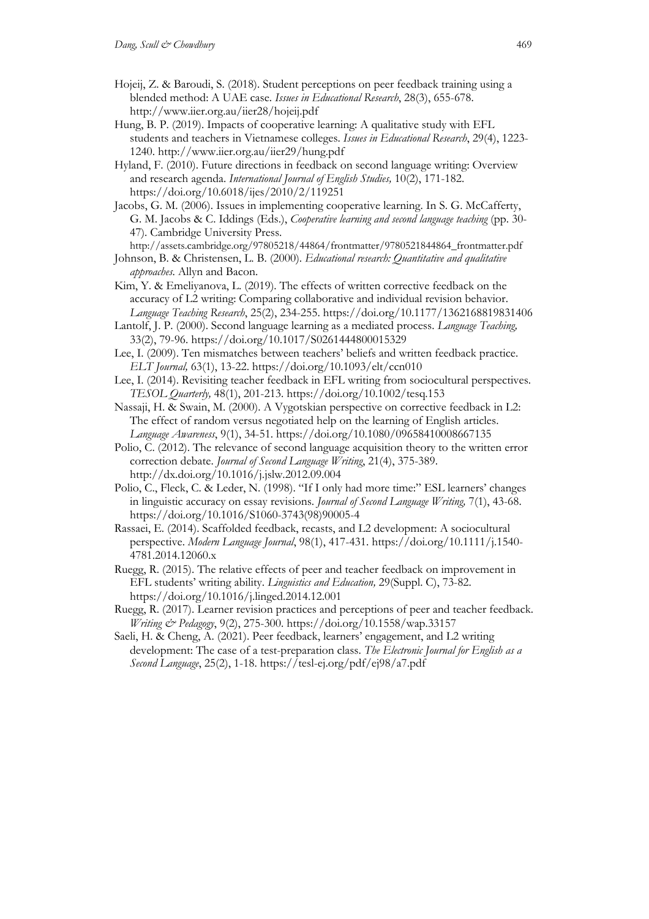Hojeij, Z. & Baroudi, S. (2018). Student perceptions on peer feedback training using a blended method: A UAE case. *Issues in Educational Research*, 28(3), 655-678. http://www.iier.org.au/iier28/hojeij.pdf

Hung, B. P. (2019). Impacts of cooperative learning: A qualitative study with EFL students and teachers in Vietnamese colleges. *Issues in Educational Research*, 29(4), 1223-1240. http://www.iier.org.au/iier29/hung.pdf

Hyland, F. (2010). Future directions in feedback on second language writing: Overview and research agenda. *International Journal of English Studies,* 10(2), 171-182. https://doi.org/10.6018/ijes/2010/2/119251

Jacobs, G. M. (2006). Issues in implementing cooperative learning. In S. G. McCafferty, G. M. Jacobs & C. Iddings (Eds.), *Cooperative learning and second language teaching* (pp. 30-47). Cambridge University Press. http://assets.cambridge.org/97805218/44864/frontmatter/9780521844864_frontmatter.pdf

Johnson, B. & Christensen, L. B. (2000). *Educational research: Quantitative and qualitative approaches*. Allyn and Bacon.

Kim, Y. & Emeliyanova, L. (2019). The effects of written corrective feedback on the accuracy of L2 writing: Comparing collaborative and individual revision behavior. *Language Teaching Research*, 25(2), 234-255. https://doi.org/10.1177/1362168819831406

Lantolf, J. P. (2000). Second language learning as a mediated process. *Language Teaching,* 33(2), 79-96. https://doi.org/10.1017/S0261444800015329

Lee, I. (2009). Ten mismatches between teachers' beliefs and written feedback practice. *ELT Journal,* 63(1), 13-22. https://doi.org/10.1093/elt/ccn010

Lee, I. (2014). Revisiting teacher feedback in EFL writing from sociocultural perspectives. *TESOL Quarterly,* 48(1), 201-213. https://doi.org/10.1002/tesq.153

Nassaji, H. & Swain, M. (2000). A Vygotskian perspective on corrective feedback in L2: The effect of random versus negotiated help on the learning of English articles. *Language Awareness*, 9(1), 34-51. https://doi.org/10.1080/09658410008667135

Polio, C. (2012). The relevance of second language acquisition theory to the written error correction debate. *Journal of Second Language Writing*, 21(4), 375-389. http://dx.doi.org/10.1016/j.jslw.2012.09.004

Polio, C., Fleck, C. & Leder, N. (1998). "If I only had more time:" ESL learners' changes in linguistic accuracy on essay revisions. *Journal of Second Language Writing,* 7(1), 43-68. https://doi.org/10.1016/S1060-3743(98)90005-4

Rassaei, E. (2014). Scaffolded feedback, recasts, and L2 development: A sociocultural perspective. *Modern Language Journal*, 98(1), 417-431. https://doi.org/10.1111/j.1540-4781.2014.12060.x

Ruegg, R. (2015). The relative effects of peer and teacher feedback on improvement in EFL students' writing ability. *Linguistics and Education,* 29(Suppl. C), 73-82. https://doi.org/10.1016/j.linged.2014.12.001

Ruegg, R. (2017). Learner revision practices and perceptions of peer and teacher feedback. *Writing & Pedagogy*, 9(2), 275-300. https://doi.org/10.1558/wap.33157

Saeli, H. & Cheng, A. (2021). Peer feedback, learners' engagement, and L2 writing development: The case of a test-preparation class. *The Electronic Journal for English as a Second Language*, 25(2), 1-18. https://tesl-ej.org/pdf/ej98/a7.pdf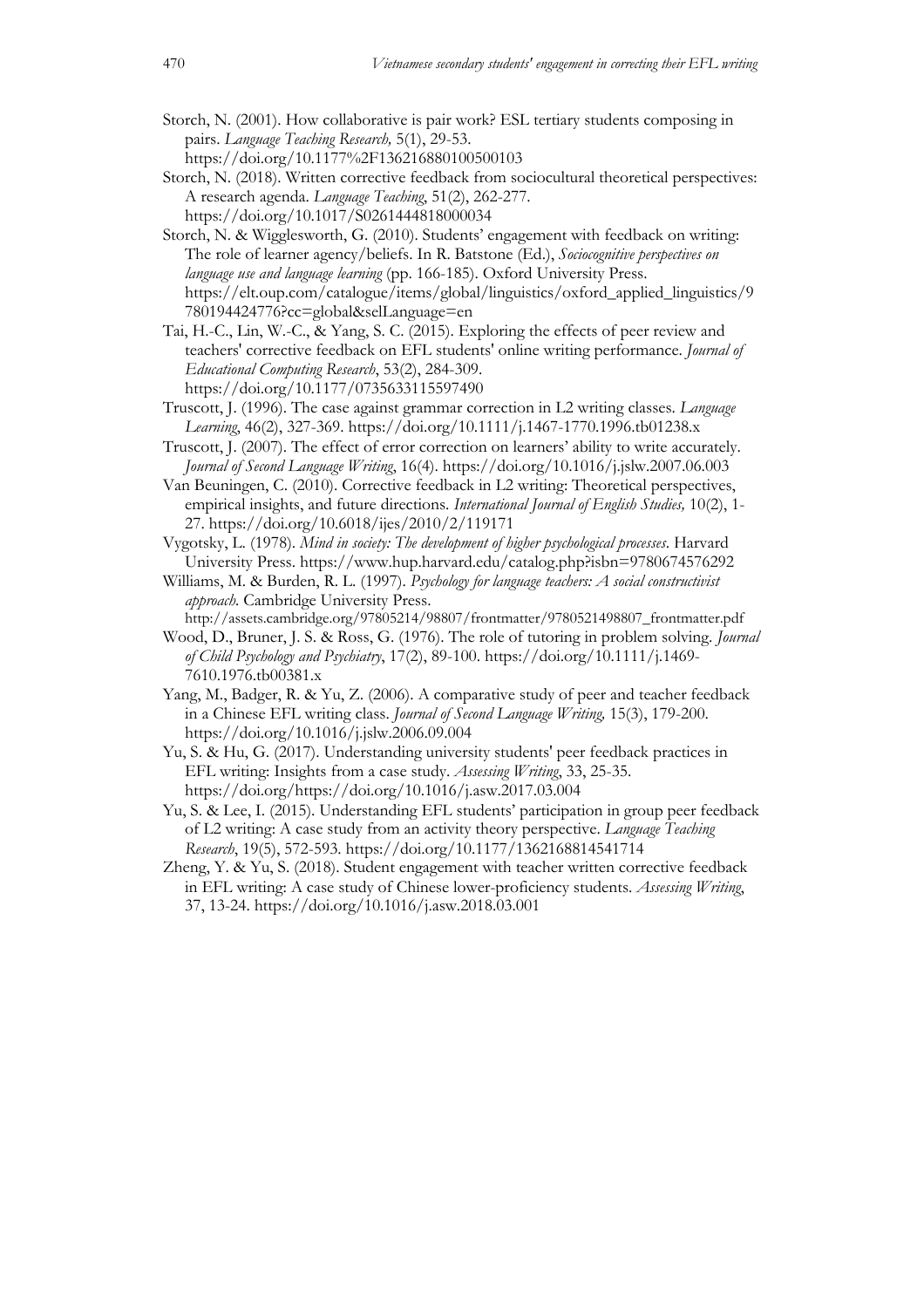Storch, N. (2001). How collaborative is pair work? ESL tertiary students composing in pairs. *Language Teaching Research,* 5(1), 29-53. https://doi.org/10.1177%2F136216880100500103

Storch, N. (2018). Written corrective feedback from sociocultural theoretical perspectives: A research agenda. *Language Teaching*, 51(2), 262-277. https://doi.org/10.1017/S0261444818000034

Storch, N. & Wigglesworth, G. (2010). Students' engagement with feedback on writing: The role of learner agency/beliefs. In R. Batstone (Ed.), *Sociocognitive perspectives on language use and language learning* (pp. 166-185). Oxford University Press. https://elt.oup.com/catalogue/items/global/linguistics/oxford_applied_linguistics/9780194424776?cc=global&selLanguage=en

Tai, H.-C., Lin, W.-C., & Yang, S. C. (2015). Exploring the effects of peer review and teachers' corrective feedback on EFL students' online writing performance. *Journal of Educational Computing Research*, 53(2), 284-309. https://doi.org/10.1177/0735633115597490

Truscott, J. (1996). The case against grammar correction in L2 writing classes. *Language Learning*, 46(2), 327-369. https://doi.org/10.1111/j.1467-1770.1996.tb01238.x

Truscott, J. (2007). The effect of error correction on learners' ability to write accurately. *Journal of Second Language Writing*, 16(4). https://doi.org/10.1016/j.jslw.2007.06.003

Van Beuningen, C. (2010). Corrective feedback in L2 writing: Theoretical perspectives, empirical insights, and future directions. *International Journal of English Studies,* 10(2), 1-27. https://doi.org/10.6018/ijes/2010/2/119171

Vygotsky, L. (1978). *Mind in society: The development of higher psychological processes*. Harvard University Press. https://www.hup.harvard.edu/catalog.php?isbn=9780674576292

Williams, M. & Burden, R. L. (1997). *Psychology for language teachers: A social constructivist approach.* Cambridge University Press. http://assets.cambridge.org/97805214/98807/frontmatter/9780521498807_frontmatter.pdf

Wood, D., Bruner, J. S. & Ross, G. (1976). The role of tutoring in problem solving. *Journal of Child Psychology and Psychiatry*, 17(2), 89-100. https://doi.org/10.1111/j.1469-7610.1976.tb00381.x

Yang, M., Badger, R. & Yu, Z. (2006). A comparative study of peer and teacher feedback in a Chinese EFL writing class. *Journal of Second Language Writing,* 15(3), 179-200. https://doi.org/10.1016/j.jslw.2006.09.004

Yu, S. & Hu, G. (2017). Understanding university students' peer feedback practices in EFL writing: Insights from a case study. *Assessing Writing*, 33, 25-35. https://doi.org/https://doi.org/10.1016/j.asw.2017.03.004

Yu, S. & Lee, I. (2015). Understanding EFL students' participation in group peer feedback of L2 writing: A case study from an activity theory perspective. *Language Teaching Research*, 19(5), 572-593. https://doi.org/10.1177/1362168814541714

Zheng, Y. & Yu, S. (2018). Student engagement with teacher written corrective feedback in EFL writing: A case study of Chinese lower-proficiency students. *Assessing Writing*, 37, 13-24. https://doi.org/10.1016/j.asw.2018.03.001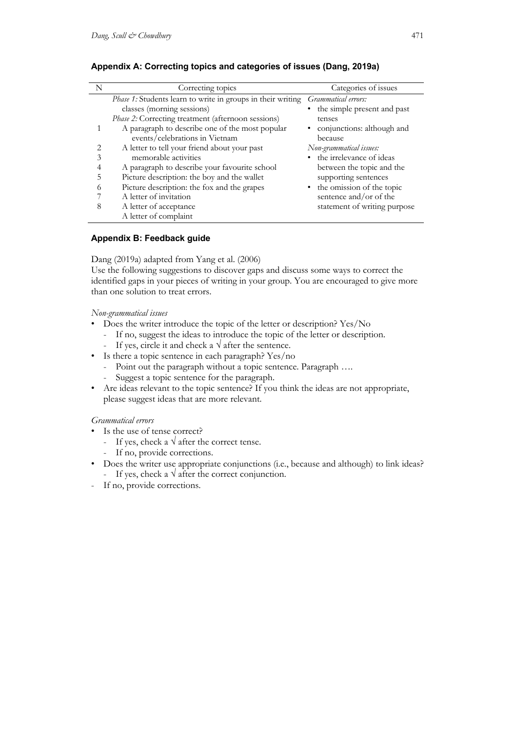## Appendix A: Correcting topics and categories of issues (Dang, 2019a)

| N | Correcting topics | Categories of issues |
|---|---|---|
| | *Phase 1:* Students learn to write in groups in their writing classes (morning sessions) | *Grammatical errors:* |
| | *Phase 2:* Correcting treatment (afternoon sessions) | • the simple present and past tenses |
| 1 | A paragraph to describe one of the most popular events/celebrations in Vietnam | • conjunctions: although and because |
| 2 | A letter to tell your friend about your past memorable activities | *Non-grammatical issues:* |
| 3 | A paragraph to describe your favourite school | • the irrelevance of ideas between the topic and the supporting sentences |
| 4 | Picture description: the boy and the wallet | |
| 5 | Picture description: the fox and the grapes | • the omission of the topic sentence and/or of the statement of writing purpose |
| 6 | A letter of invitation | |
| 7 | A letter of acceptance | |
| 8 | A letter of complaint | |

## Appendix B: Feedback guide

Dang (2019a) adapted from Yang et al. (2006)

Use the following suggestions to discover gaps and discuss some ways to correct the identified gaps in your pieces of writing in your group. You are encouraged to give more than one solution to treat errors.

*Non-grammatical issues*

- Does the writer introduce the topic of the letter or description? Yes/No
  - If no, suggest the ideas to introduce the topic of the letter or description.
  - If yes, circle it and check a √ after the sentence.
- Is there a topic sentence in each paragraph? Yes/no
  - Point out the paragraph without a topic sentence. Paragraph ….
  - Suggest a topic sentence for the paragraph.
- Are ideas relevant to the topic sentence? If you think the ideas are not appropriate, please suggest ideas that are more relevant.

*Grammatical errors*

- Is the use of tense correct?
  - If yes, check a √ after the correct tense.
  - If no, provide corrections.
- Does the writer use appropriate conjunctions (i.e., because and although) to link ideas?
  - If yes, check a √ after the correct conjunction.
- If no, provide corrections.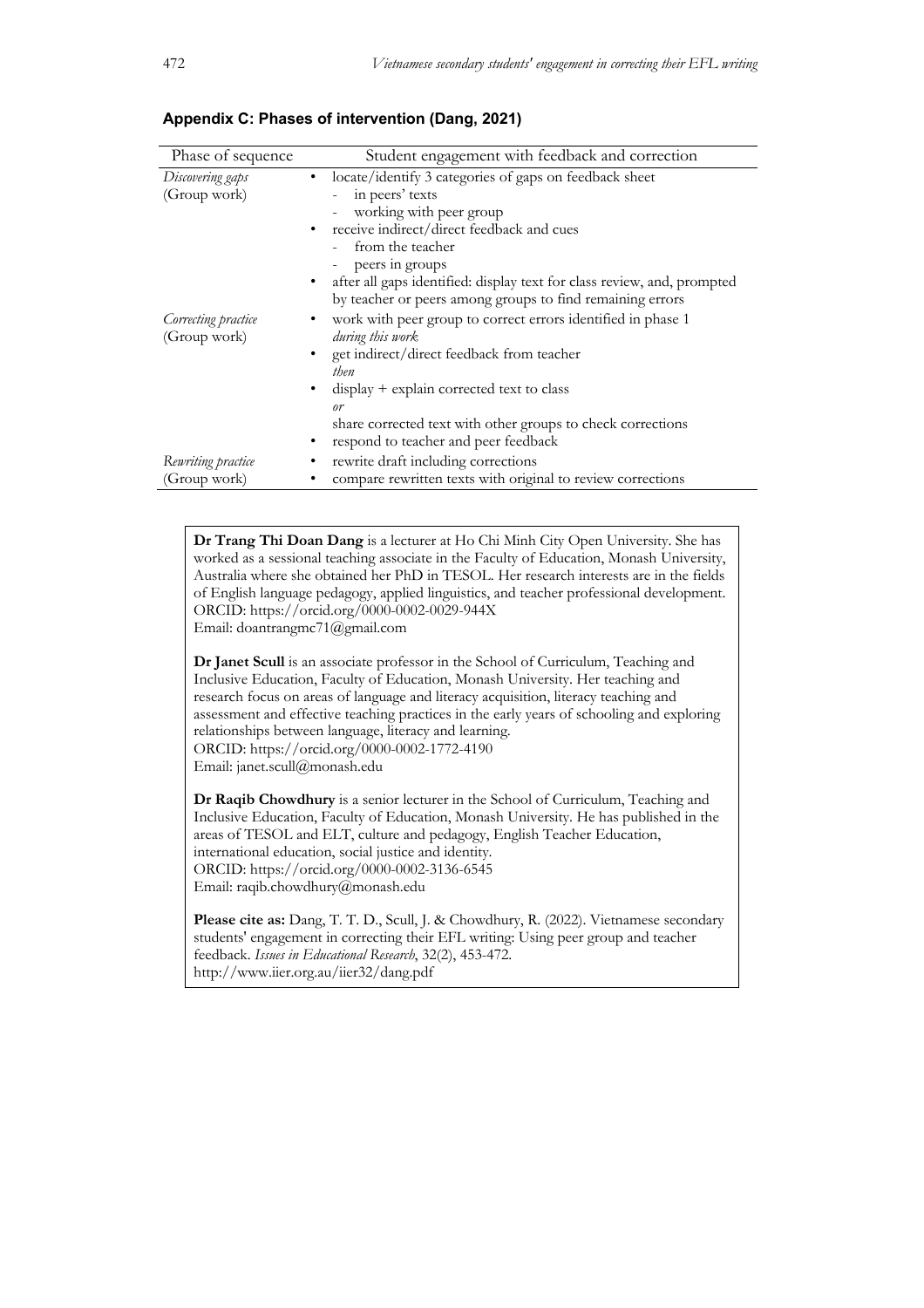## Appendix C: Phases of intervention (Dang, 2021)

| Phase of sequence | Student engagement with feedback and correction |
| --- | --- |
| *Discovering gaps* (Group work) | • locate/identify 3 categories of gaps on feedback sheet<br>- in peers' texts<br>- working with peer group<br>• receive indirect/direct feedback and cues<br>- from the teacher<br>- peers in groups<br>• after all gaps identified: display text for class review, and, prompted by teacher or peers among groups to find remaining errors |
| *Correcting practice* (Group work) | • work with peer group to correct errors identified in phase 1<br>*during this work*<br>• get indirect/direct feedback from teacher<br>*then*<br>• display + explain corrected text to class<br>*or*<br>share corrected text with other groups to check corrections<br>• respond to teacher and peer feedback |
| *Rewriting practice* (Group work) | • rewrite draft including corrections<br>• compare rewritten texts with original to review corrections |

**Dr Trang Thi Doan Dang** is a lecturer at Ho Chi Minh City Open University. She has worked as a sessional teaching associate in the Faculty of Education, Monash University, Australia where she obtained her PhD in TESOL. Her research interests are in the fields of English language pedagogy, applied linguistics, and teacher professional development.
ORCID: https://orcid.org/0000-0002-0029-944X
Email: doantrangmc71@gmail.com

**Dr Janet Scull** is an associate professor in the School of Curriculum, Teaching and Inclusive Education, Faculty of Education, Monash University. Her teaching and research focus on areas of language and literacy acquisition, literacy teaching and assessment and effective teaching practices in the early years of schooling and exploring relationships between language, literacy and learning.
ORCID: https://orcid.org/0000-0002-1772-4190
Email: janet.scull@monash.edu

**Dr Raqib Chowdhury** is a senior lecturer in the School of Curriculum, Teaching and Inclusive Education, Faculty of Education, Monash University. He has published in the areas of TESOL and ELT, culture and pedagogy, English Teacher Education, international education, social justice and identity.
ORCID: https://orcid.org/0000-0002-3136-6545
Email: raqib.chowdhury@monash.edu

**Please cite as:** Dang, T. T. D., Scull, J. & Chowdhury, R. (2022). Vietnamese secondary students' engagement in correcting their EFL writing: Using peer group and teacher feedback. *Issues in Educational Research*, 32(2), 453-472. http://www.iier.org.au/iier32/dang.pdf